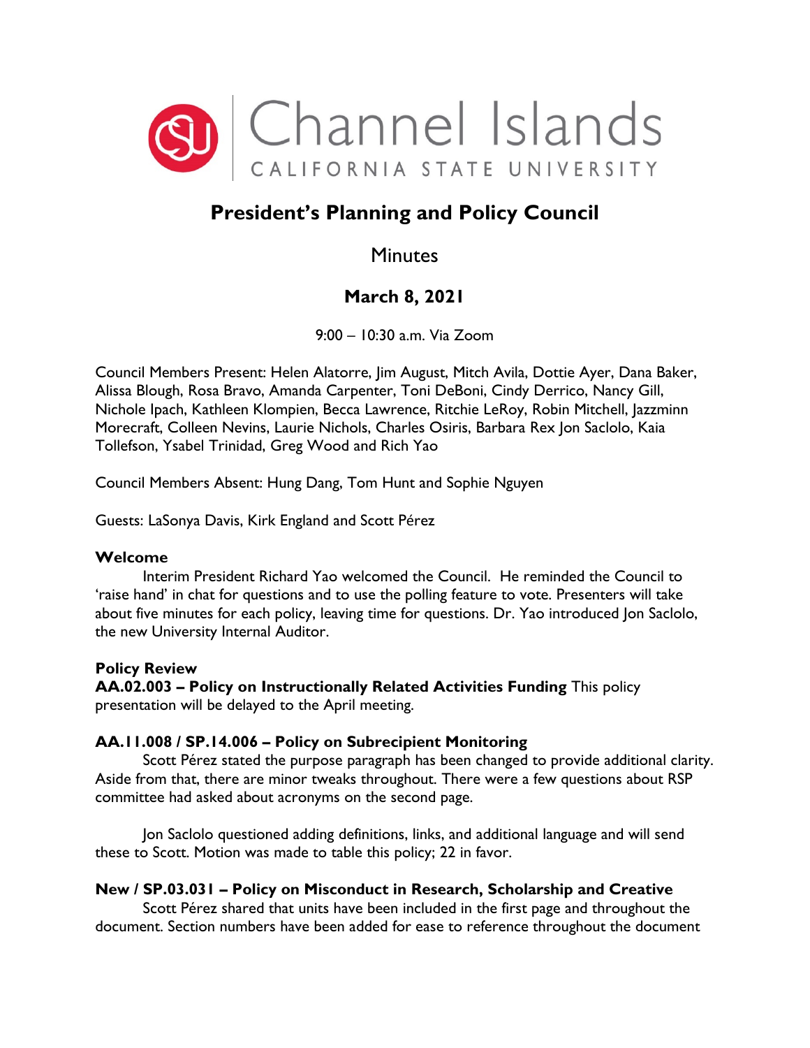Channel Islands
CALIFORNIA STATE UNIVERSITY

# President's Planning and Policy Council

## Minutes

## March 8, 2021

9:00 – 10:30 a.m. Via Zoom

Council Members Present: Helen Alatorre, Jim August, Mitch Avila, Dottie Ayer, Dana Baker, Alissa Blough, Rosa Bravo, Amanda Carpenter, Toni DeBoni, Cindy Derrico, Nancy Gill, Nichole Ipach, Kathleen Klompien, Becca Lawrence, Ritchie LeRoy, Robin Mitchell, Jazzminn Morecraft, Colleen Nevins, Laurie Nichols, Charles Osiris, Barbara Rex Jon Saclolo, Kaia Tollefson, Ysabel Trinidad, Greg Wood and Rich Yao

Council Members Absent: Hung Dang, Tom Hunt and Sophie Nguyen

Guests: LaSonya Davis, Kirk England and Scott Pérez

**Welcome**

Interim President Richard Yao welcomed the Council. He reminded the Council to 'raise hand' in chat for questions and to use the polling feature to vote. Presenters will take about five minutes for each policy, leaving time for questions. Dr. Yao introduced Jon Saclolo, the new University Internal Auditor.

**Policy Review**

**AA.02.003 – Policy on Instructionally Related Activities Funding** This policy presentation will be delayed to the April meeting.

**AA.11.008 / SP.14.006 – Policy on Subrecipient Monitoring**

Scott Pérez stated the purpose paragraph has been changed to provide additional clarity. Aside from that, there are minor tweaks throughout. There were a few questions about RSP committee had asked about acronyms on the second page.

Jon Saclolo questioned adding definitions, links, and additional language and will send these to Scott. Motion was made to table this policy; 22 in favor.

**New / SP.03.031 – Policy on Misconduct in Research, Scholarship and Creative**

Scott Pérez shared that units have been included in the first page and throughout the document. Section numbers have been added for ease to reference throughout the document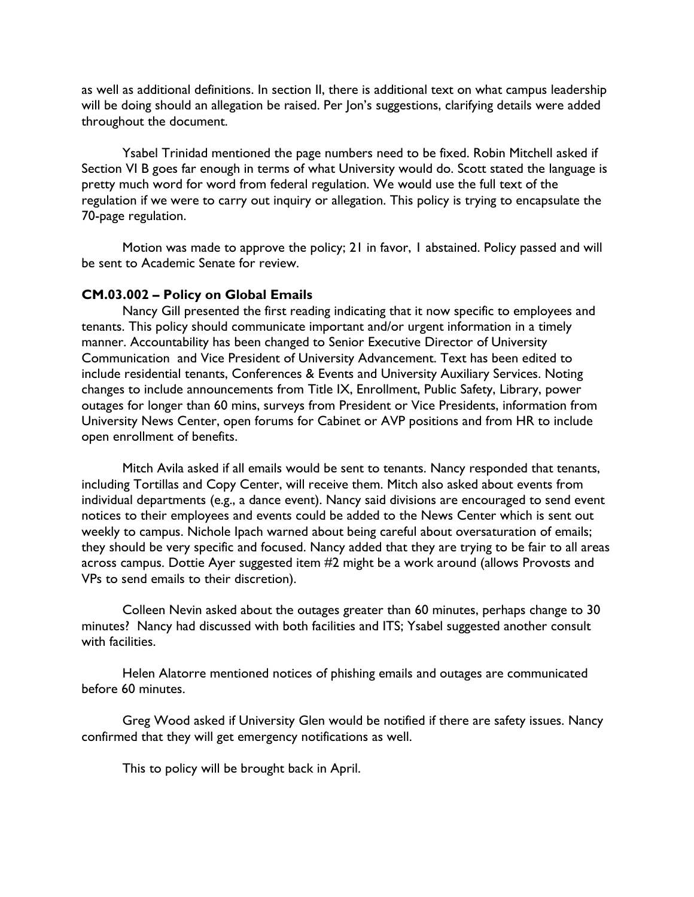as well as additional definitions. In section II, there is additional text on what campus leadership will be doing should an allegation be raised. Per Jon's suggestions, clarifying details were added throughout the document.

Ysabel Trinidad mentioned the page numbers need to be fixed. Robin Mitchell asked if Section VI B goes far enough in terms of what University would do. Scott stated the language is pretty much word for word from federal regulation. We would use the full text of the regulation if we were to carry out inquiry or allegation. This policy is trying to encapsulate the 70-page regulation.

Motion was made to approve the policy; 21 in favor, 1 abstained. Policy passed and will be sent to Academic Senate for review.

**CM.03.002 – Policy on Global Emails**

Nancy Gill presented the first reading indicating that it now specific to employees and tenants. This policy should communicate important and/or urgent information in a timely manner. Accountability has been changed to Senior Executive Director of University Communication and Vice President of University Advancement. Text has been edited to include residential tenants, Conferences & Events and University Auxiliary Services. Noting changes to include announcements from Title IX, Enrollment, Public Safety, Library, power outages for longer than 60 mins, surveys from President or Vice Presidents, information from University News Center, open forums for Cabinet or AVP positions and from HR to include open enrollment of benefits.

Mitch Avila asked if all emails would be sent to tenants. Nancy responded that tenants, including Tortillas and Copy Center, will receive them. Mitch also asked about events from individual departments (e.g., a dance event). Nancy said divisions are encouraged to send event notices to their employees and events could be added to the News Center which is sent out weekly to campus. Nichole Ipach warned about being careful about oversaturation of emails; they should be very specific and focused. Nancy added that they are trying to be fair to all areas across campus. Dottie Ayer suggested item #2 might be a work around (allows Provosts and VPs to send emails to their discretion).

Colleen Nevin asked about the outages greater than 60 minutes, perhaps change to 30 minutes? Nancy had discussed with both facilities and ITS; Ysabel suggested another consult with facilities.

Helen Alatorre mentioned notices of phishing emails and outages are communicated before 60 minutes.

Greg Wood asked if University Glen would be notified if there are safety issues. Nancy confirmed that they will get emergency notifications as well.

This to policy will be brought back in April.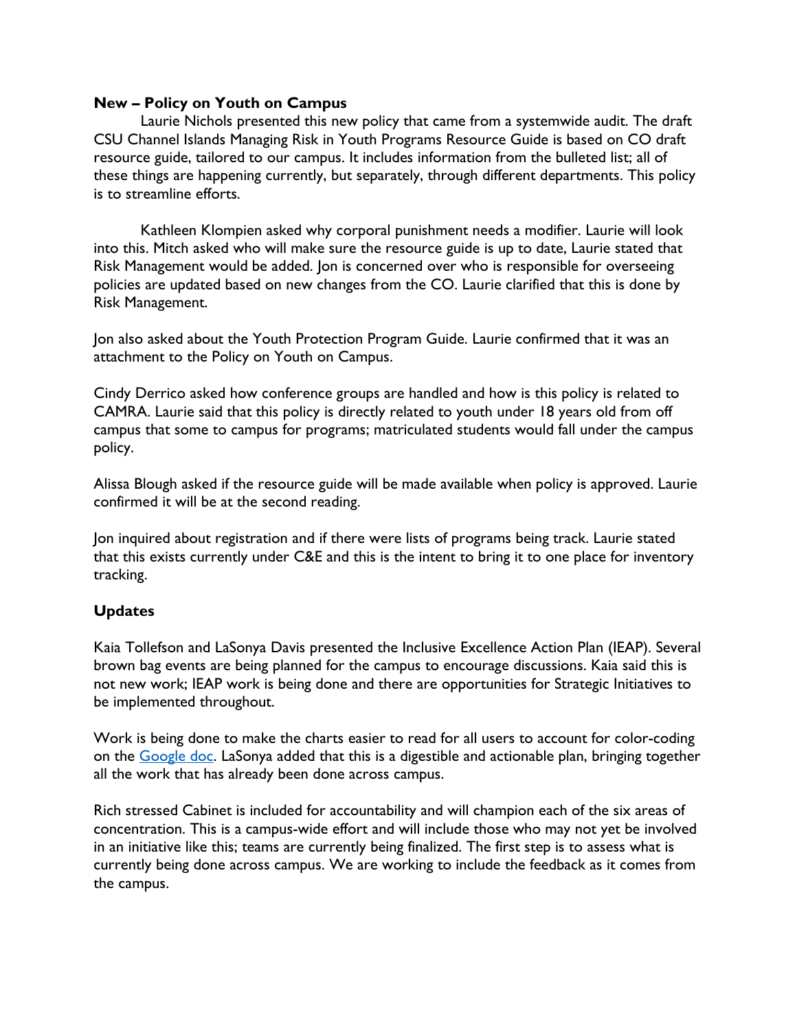**New – Policy on Youth on Campus**

Laurie Nichols presented this new policy that came from a systemwide audit. The draft CSU Channel Islands Managing Risk in Youth Programs Resource Guide is based on CO draft resource guide, tailored to our campus. It includes information from the bulleted list; all of these things are happening currently, but separately, through different departments. This policy is to streamline efforts.

Kathleen Klompien asked why corporal punishment needs a modifier. Laurie will look into this. Mitch asked who will make sure the resource guide is up to date, Laurie stated that Risk Management would be added. Jon is concerned over who is responsible for overseeing policies are updated based on new changes from the CO. Laurie clarified that this is done by Risk Management.

Jon also asked about the Youth Protection Program Guide. Laurie confirmed that it was an attachment to the Policy on Youth on Campus.

Cindy Derrico asked how conference groups are handled and how is this policy is related to CAMRA. Laurie said that this policy is directly related to youth under 18 years old from off campus that some to campus for programs; matriculated students would fall under the campus policy.

Alissa Blough asked if the resource guide will be made available when policy is approved. Laurie confirmed it will be at the second reading.

Jon inquired about registration and if there were lists of programs being track. Laurie stated that this exists currently under C&E and this is the intent to bring it to one place for inventory tracking.

**Updates**

Kaia Tollefson and LaSonya Davis presented the Inclusive Excellence Action Plan (IEAP). Several brown bag events are being planned for the campus to encourage discussions. Kaia said this is not new work; IEAP work is being done and there are opportunities for Strategic Initiatives to be implemented throughout.

Work is being done to make the charts easier to read for all users to account for color-coding on the Google doc. LaSonya added that this is a digestible and actionable plan, bringing together all the work that has already been done across campus.

Rich stressed Cabinet is included for accountability and will champion each of the six areas of concentration. This is a campus-wide effort and will include those who may not yet be involved in an initiative like this; teams are currently being finalized. The first step is to assess what is currently being done across campus. We are working to include the feedback as it comes from the campus.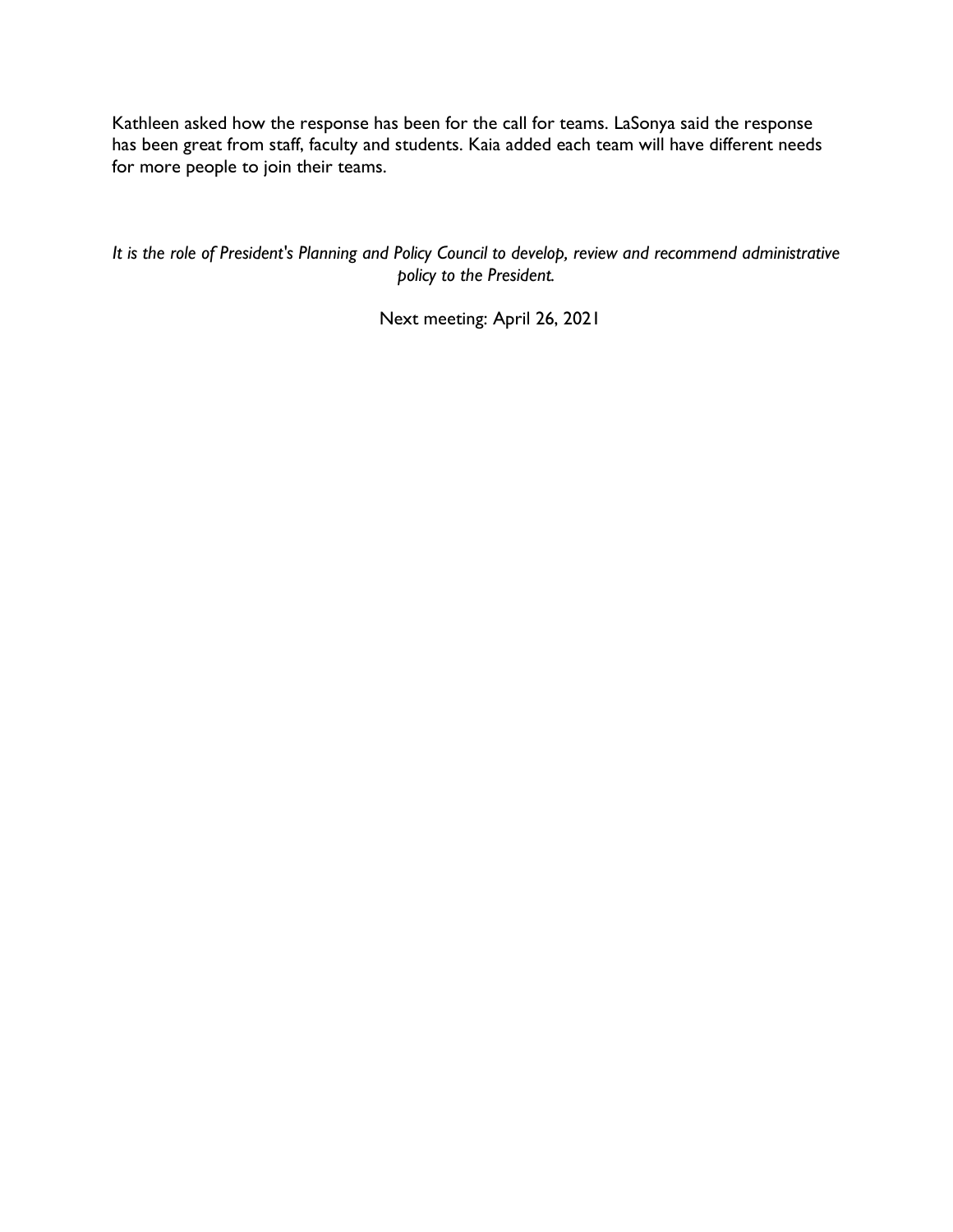Kathleen asked how the response has been for the call for teams. LaSonya said the response has been great from staff, faculty and students. Kaia added each team will have different needs for more people to join their teams.

*It is the role of President's Planning and Policy Council to develop, review and recommend administrative policy to the President.*

Next meeting: April 26, 2021